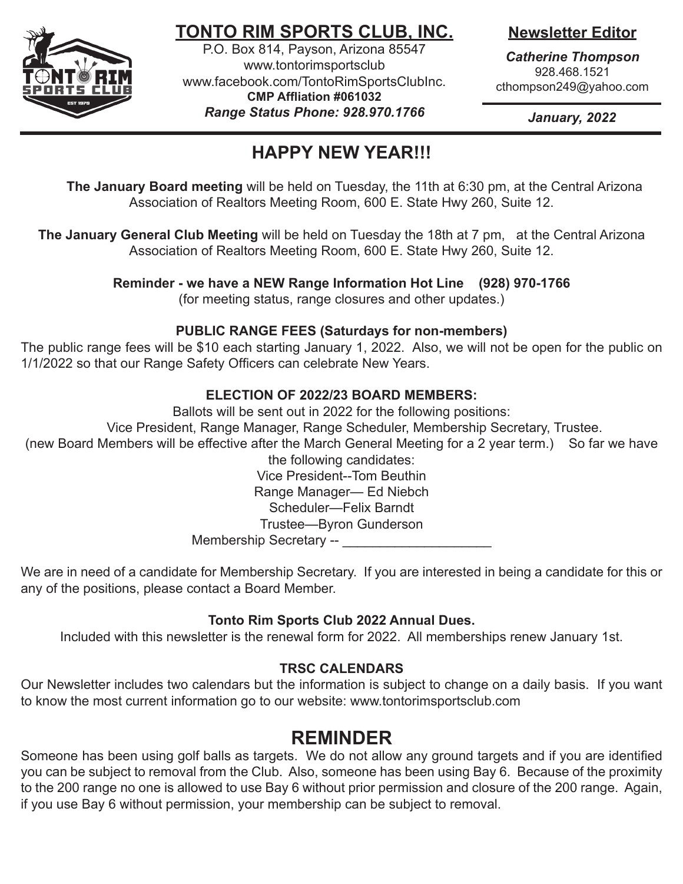# TONTO RIM SPORTS CLUB, INC.

P.O. Box 814, Payson, Arizona 85547
www.tontorimsportsclub
www.facebook.com/TontoRimSportsClubInc.
**CMP Affliation #061032**
***Range Status Phone: 928.970.1766***

**Newsletter Editor**

***Catherine Thompson***
928.468.1521
cthompson249@yahoo.com

***January, 2022***

## HAPPY NEW YEAR!!!

**The January Board meeting** will be held on Tuesday, the 11th at 6:30 pm, at the Central Arizona Association of Realtors Meeting Room, 600 E. State Hwy 260, Suite 12.

**The January General Club Meeting** will be held on Tuesday the 18th at 7 pm, at the Central Arizona Association of Realtors Meeting Room, 600 E. State Hwy 260, Suite 12.

**Reminder - we have a NEW Range Information Hot Line (928) 970-1766**
(for meeting status, range closures and other updates.)

### PUBLIC RANGE FEES (Saturdays for non-members)

The public range fees will be $10 each starting January 1, 2022. Also, we will not be open for the public on 1/1/2022 so that our Range Safety Officers can celebrate New Years.

### ELECTION OF 2022/23 BOARD MEMBERS:

Ballots will be sent out in 2022 for the following positions:
Vice President, Range Manager, Range Scheduler, Membership Secretary, Trustee.
(new Board Members will be effective after the March General Meeting for a 2 year term.) So far we have the following candidates:

Vice President--Tom Beuthin
Range Manager— Ed Niebch
Scheduler—Felix Barndt
Trustee—Byron Gunderson
Membership Secretary -- ____________________

We are in need of a candidate for Membership Secretary. If you are interested in being a candidate for this or any of the positions, please contact a Board Member.

### Tonto Rim Sports Club 2022 Annual Dues.

Included with this newsletter is the renewal form for 2022. All memberships renew January 1st.

### TRSC CALENDARS

Our Newsletter includes two calendars but the information is subject to change on a daily basis. If you want to know the most current information go to our website: www.tontorimsportsclub.com

## REMINDER

Someone has been using golf balls as targets. We do not allow any ground targets and if you are identified you can be subject to removal from the Club. Also, someone has been using Bay 6. Because of the proximity to the 200 range no one is allowed to use Bay 6 without prior permission and closure of the 200 range. Again, if you use Bay 6 without permission, your membership can be subject to removal.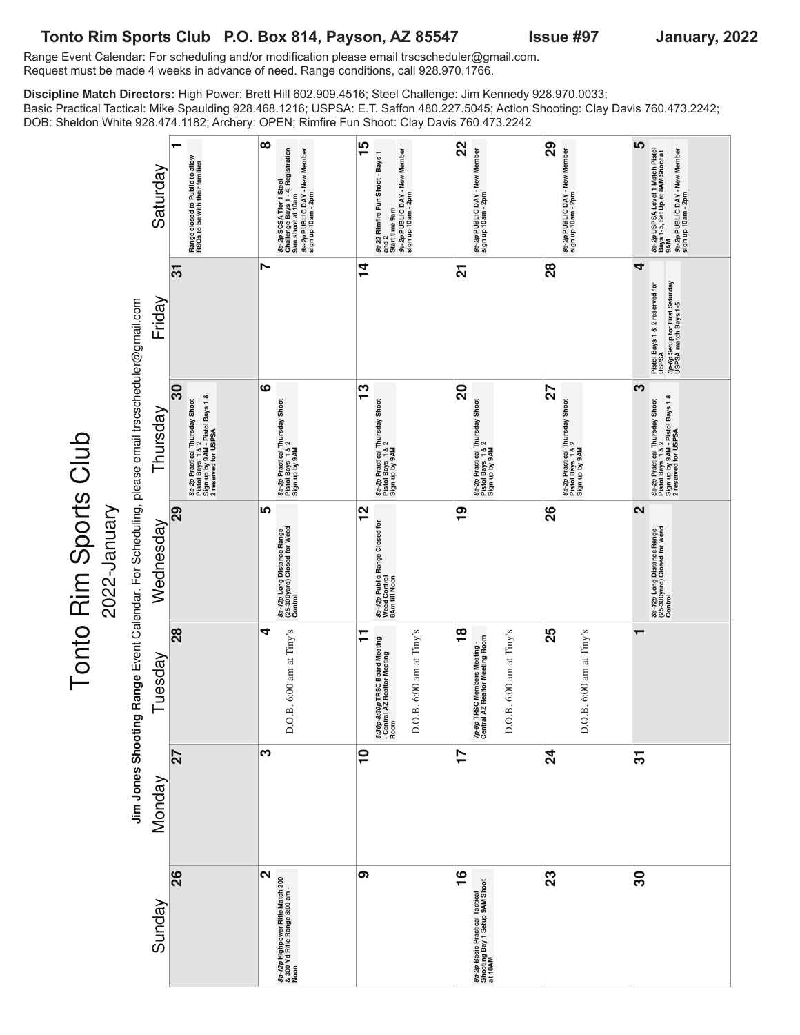**Tonto Rim Sports Club P.O. Box 814, Payson, AZ 85547 Issue #97 January, 2022**

Range Event Calendar: For scheduling and/or modification please email trscscheduler@gmail.com.
Request must be made 4 weeks in advance of need. Range conditions, call 928.970.1766.

**Discipline Match Directors:** High Power: Brett Hill 602.909.4516; Steel Challenge: Jim Kennedy 928.970.0033; Basic Practical Tactical: Mike Spaulding 928.468.1216; USPSA: E.T. Saffon 480.227.5045; Action Shooting: Clay Davis 760.473.2242; DOB: Sheldon White 928.474.1182; Archery: OPEN; Rimfire Fun Shoot: Clay Davis 760.473.2242

# Tonto Rim Sports Club

## 2022-January

**Jim Jones Shooting Range** Event Calendar. For Scheduling, please email trscscheduler@gmail.com

| Sunday | Monday | Tuesday | Wednesday | Thursday | Friday | Saturday |
|---|---|---|---|---|---|---|
| 26 | 27 | 28 | 29 | 30<br>8a-2p Practical Thursday Shoot Pistol Bays 1 & 2 Sign up by 9 AM - Pistol Bays 1 & 2 reserved for USPSA | 31 | 1<br>Range closed to Public to allow RSOs to be with their families |
| 2<br>8a-12p Highpower Rifle Match 200 & 300 Yd Rifle Range 8:00 am - Noon | 3 | 4<br>D.O.B. 6:00 am at Tiny's | 5<br>8a-12p Long Distance Range (25-300yard) Closed for Weed Control | 6<br>8a-2p Practical Thursday Shoot Pistol Bays 1 & 2 Sign up by 9AM | 7 | 8<br>8a-2p SCSA Tier 1 Steel Challenge Bays 1 - 4, Registration 9am shoot at 10am<br>9a-2p PUBLIC DAY - New Member sign up 10am - 2pm |
| 9 | 10 | 11<br>6:30p-8:30p TRSC Board Meeting - Central AZ Realtor Meeting Room<br>D.O.B. 6:00 am at Tiny's | 12<br>8a-12p Public Range Closed for Weed Control 8Am till Noon | 13<br>8a-2p Practical Thursday Shoot Pistol Bays 1 & 2 Sign up by 9AM | 14 | 15<br>9a-22 Rimfire Fun Shoot - Bays 1 and 2 Start time 9am<br>9a-2p PUBLIC DAY - New Member sign up 10am - 2pm |
| 16<br>9a-2p Basic Practical Tactical Shooting Bay 1 Setup 9AM Shoot at 10AM | 17 | 18<br>7p-9p TRSC Members Meeting - Central AZ Realtor Meeting Room<br>D.O.B. 6:00 am at Tiny's | 19 | 20<br>8a-2p Practical Thursday Shoot Pistol Bays 1 & 2 Sign up by 9AM | 21 | 22<br>9a-2p PUBLIC DAY - New Member sign up 10am - 2pm |
| 23 | 24 | 25<br>D.O.B. 6:00 am at Tiny's | 26 | 27<br>8a-2p Practical Thursday Shoot Pistol Bays 1 & 2 Sign up by 9AM | 28 | 29<br>9a-2p PUBLIC DAY - New Member sign up 10am - 2pm |
| 30 | 31 | 1 | 2<br>8a-12p Long Distance Range (25-300yard) Closed for Weed Control | 3<br>8a-2p Practical Thursday Shoot Pistol Bays 1 & 2 Sign up by 9 AM - Pistol Bays 1 & 2 reserved for USPSA | 4<br>Pistol Bays 1 & 2 reserved for USPSA<br>3p-6p Setup for First Saturday USPSA match Bays 1-5 | 5<br>8a-2p USPSA Level 1 Match Pistol Bays 1-5, Set Up at 8AM Shoot at 9AM<br>9a-2p PUBLIC DAY - New Member sign up 10am - 2pm |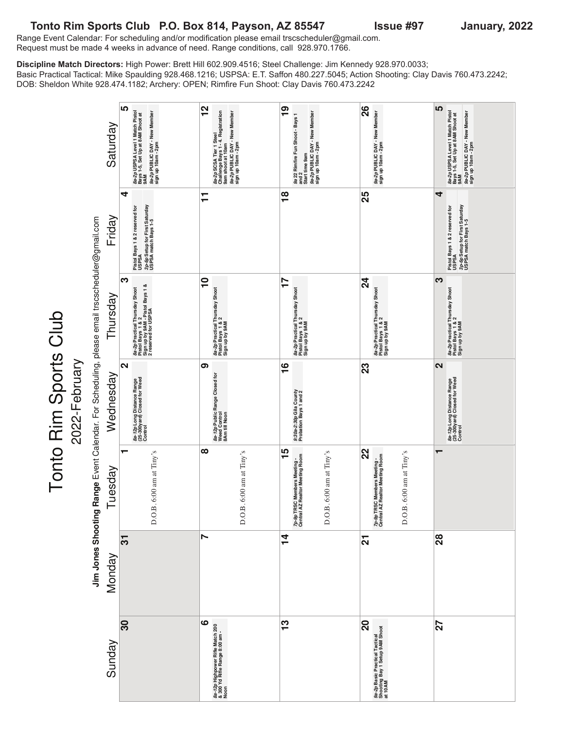# Tonto Rim Sports Club P.O. Box 814, Payson, AZ 85547 Issue #97 January, 2022

Range Event Calendar: For scheduling and/or modification please email trscscheduler@gmail.com.
Request must be made 4 weeks in advance of need. Range conditions, call 928.970.1766.

**Discipline Match Directors:** High Power: Brett Hill 602.909.4516; Steel Challenge: Jim Kennedy 928.970.0033; Basic Practical Tactical: Mike Spaulding 928.468.1216; USPSA: E.T. Saffon 480.227.5045; Action Shooting: Clay Davis 760.473.2242; DOB: Sheldon White 928.474.1182; Archery: OPEN; Rimfire Fun Shoot: Clay Davis 760.473.2242

## Tonto Rim Sports Club

### 2022-February

**Jim Jones Shooting Range** Event Calendar. For Scheduling, please email trscscheduler@gmail.com

| Sunday | Monday | Tuesday | Wednesday | Thursday | Friday | Saturday |
|---|---|---|---|---|---|---|
| 30 | 31 | 1 D.O.B. 6:00 am at Tiny's | 2 *8a-12p* Long Distance Range (25-300yard) Closed for Weed Control | 3 *8a-2p* Practical Thursday Shoot Pistol Bays 1 & 2 Sign up by 9AM - Pistol Bays 1 & 2 reserved for USPSA | 4 Pistol Bays 1 & 2 reserved for USPSA *3p-6p* Setup for First Saturday USPSA match Bays 1-5 | 5 *8a-2p* USPSA Level 1 Match Pistol Bays 1-5, Set Up at 8AM Shoot at 9AM *9a-2p* PUBLIC DAY - New Member sign up 10am - 2pm |
| 6 *8a-12p* Highpower Rifle Match 200 & 300 Yd Rifle Range 8:00 am - Noon | 7 | 8 D.O.B. 6:00 am at Tiny's | 9 *8a-12p* Public Range Closed for Weed Control 8Am till Noon | 10 *8a-2p* Practical Thursday Shoot Pistol Bays 1 & 2 Sign up by 9AM | 11 | 12 *8a-2p* SCSA Tier 1 Steel Challenge Bays 1 - 4. Registration 9am shoot at 10am *9a-2p* PUBLIC DAY - New Member sign up 10am - 2pm |
| 13 | 14 | 15 *7p-9p* TRSC Members Meeting - Central AZ Realtor Meeting Room D.O.B. 6:00 am at Tiny's | 16 *9:30a-2:30p* Gila County Probation Bays 1 and 2 | 17 *8a-2p* Practical Thursday Shoot Pistol Bays 1 & 2 Sign up by 9AM | 18 | 19 *9a* 22 Rimfire Fun Shoot - Bays 1 and 2 Start time 9am *9a-2p* PUBLIC DAY - New Member sign up 10am - 2pm |
| 20 *9a-2p* Basic Practical Tactical Shooting Bay 1 Setup 9AM Shoot at 10AM | 21 | 22 *7p-9p* TRSC Members Meeting - Central AZ Realtor Meeting Room D.O.B. 6:00 am at Tiny's | 23 | 24 *8a-2p* Practical Thursday Shoot Pistol Bays 1 & 2 Sign up by 9AM | 25 | 26 *9a-2p* PUBLIC DAY - New Member sign up 10am - 2pm |
| 27 | 28 | 1 | 2 *8a-12p* Long Distance Range (25-300yard) Closed for Weed Control | 3 *8a-2p* Practical Thursday Shoot Pistol Bays 1 & 2 Sign up by 9AM | 4 Pistol Bays 1 & 2 reserved for USPSA *3p-6p* Setup for First Saturday USPSA match Bays 1-5 | 5 *8a-2p* USPSA Level 1 Match Pistol Bays 1-5, Set Up at 8AM Shoot at 9AM *9a-2p* PUBLIC DAY - New Member sign up 10am - 2pm |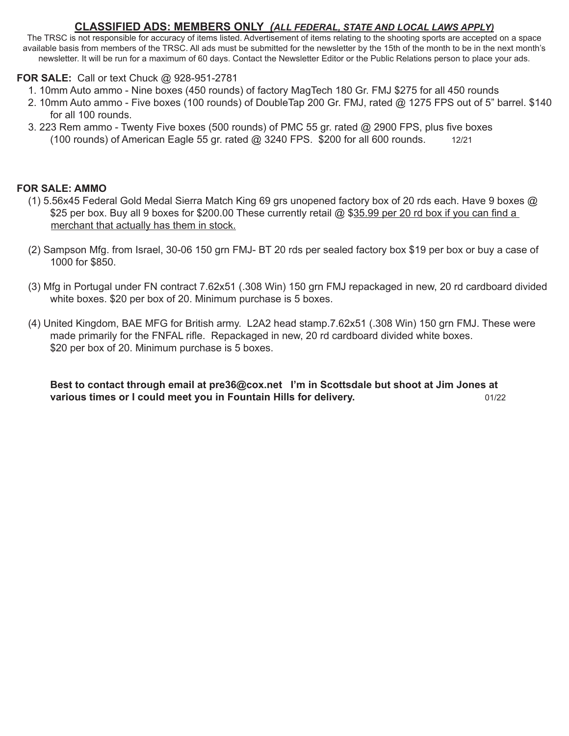## CLASSIFIED ADS: MEMBERS ONLY *(ALL FEDERAL, STATE AND LOCAL LAWS APPLY)*

The TRSC is not responsible for accuracy of items listed. Advertisement of items relating to the shooting sports are accepted on a space available basis from members of the TRSC. All ads must be submitted for the newsletter by the 15th of the month to be in the next month's newsletter. It will be run for a maximum of 60 days. Contact the Newsletter Editor or the Public Relations person to place your ads.

**FOR SALE:** Call or text Chuck @ 928-951-2781

1. 10mm Auto ammo - Nine boxes (450 rounds) of factory MagTech 180 Gr. FMJ $275 for all 450 rounds
2. 10mm Auto ammo - Five boxes (100 rounds) of DoubleTap 200 Gr. FMJ, rated @ 1275 FPS out of 5" barrel. $140 for all 100 rounds.
3. 223 Rem ammo - Twenty Five boxes (500 rounds) of PMC 55 gr. rated @ 2900 FPS, plus five boxes (100 rounds) of American Eagle 55 gr. rated @ 3240 FPS. $200 for all 600 rounds. 12/21

**FOR SALE: AMMO**

(1) 5.56x45 Federal Gold Medal Sierra Match King 69 grs unopened factory box of 20 rds each. Have 9 boxes @ $25 per box. Buy all 9 boxes for $200.00 These currently retail @ $35.99 per 20 rd box if you can find a merchant that actually has them in stock.

(2) Sampson Mfg. from Israel, 30-06 150 grn FMJ- BT 20 rds per sealed factory box $19 per box or buy a case of 1000 for $850.

(3) Mfg in Portugal under FN contract 7.62x51 (.308 Win) 150 grn FMJ repackaged in new, 20 rd cardboard divided white boxes. $20 per box of 20. Minimum purchase is 5 boxes.

(4) United Kingdom, BAE MFG for British army. L2A2 head stamp.7.62x51 (.308 Win) 150 grn FMJ. These were made primarily for the FNFAL rifle. Repackaged in new, 20 rd cardboard divided white boxes. $20 per box of 20. Minimum purchase is 5 boxes.

**Best to contact through email at pre36@cox.net I'm in Scottsdale but shoot at Jim Jones at various times or I could meet you in Fountain Hills for delivery.** 01/22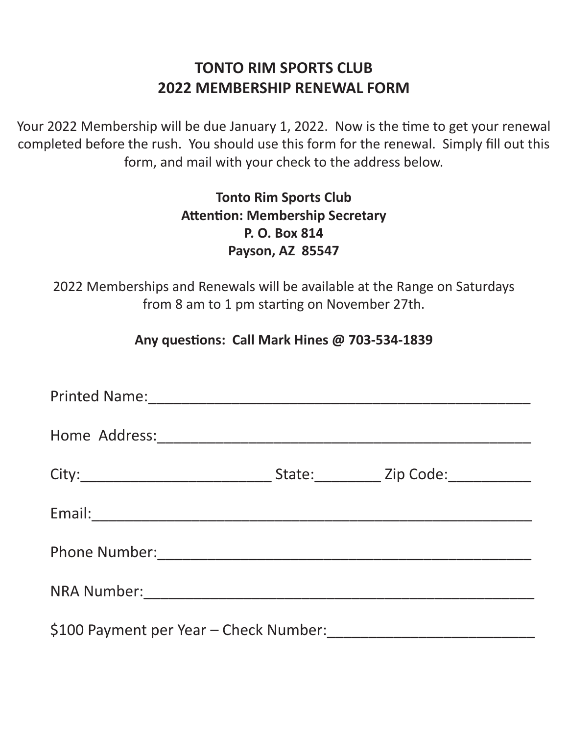# TONTO RIM SPORTS CLUB
# 2022 MEMBERSHIP RENEWAL FORM

Your 2022 Membership will be due January 1, 2022. Now is the time to get your renewal completed before the rush. You should use this form for the renewal. Simply fill out this form, and mail with your check to the address below.

**Tonto Rim Sports Club**
**Attention: Membership Secretary**
**P. O. Box 814**
**Payson, AZ 85547**

2022 Memberships and Renewals will be available at the Range on Saturdays from 8 am to 1 pm starting on November 27th.

**Any questions: Call Mark Hines @ 703-534-1839**

Printed Name:_______________________________________________

Home Address:______________________________________________

City:_______________________ State:________ Zip Code:__________

Email:_____________________________________________________

Phone Number:______________________________________________

NRA Number:________________________________________________

$100 Payment per Year – Check Number:_________________________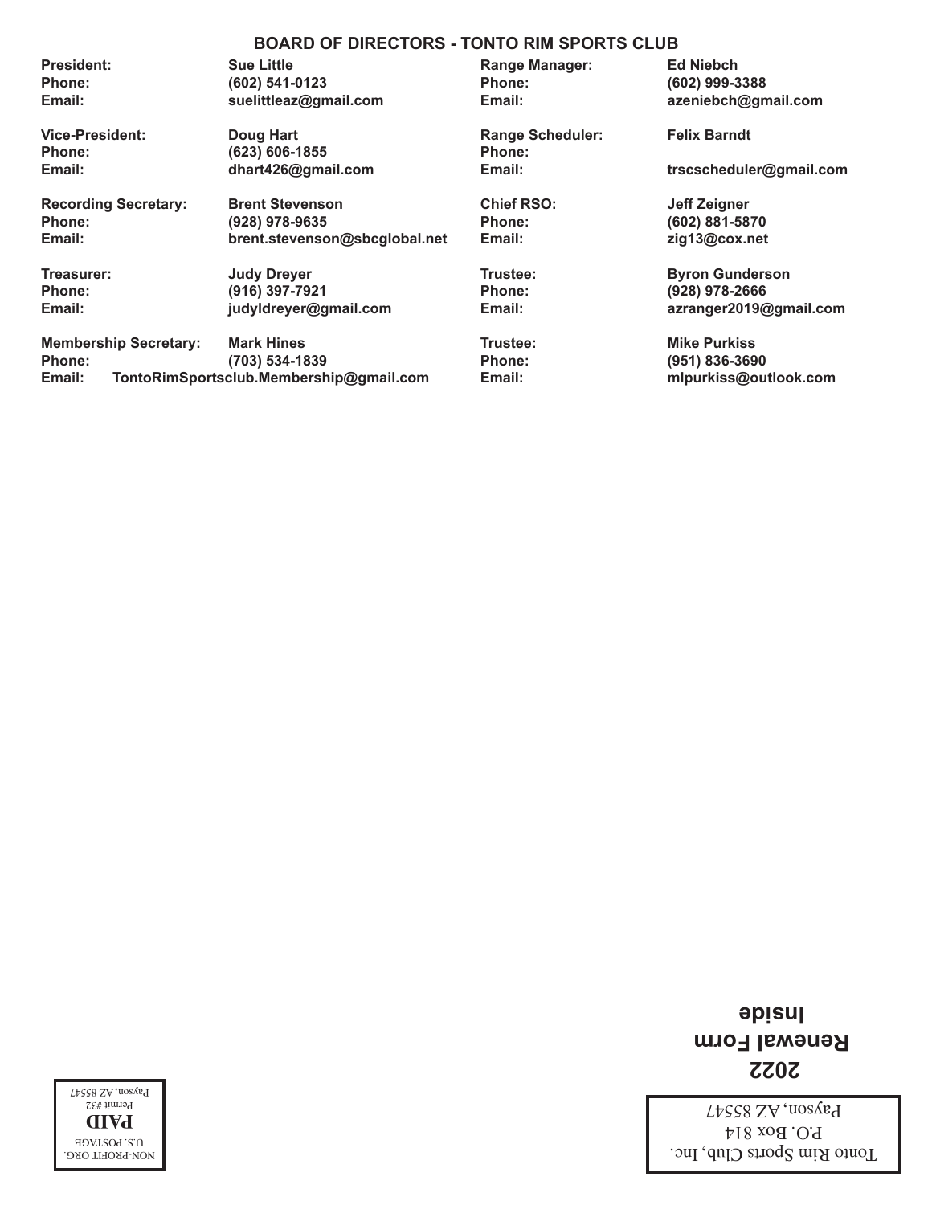## BOARD OF DIRECTORS - TONTO RIM SPORTS CLUB

| | | | |
|---|---|---|---|
| **President:** | **Sue Little** | **Range Manager:** | **Ed Niebch** |
| **Phone:** | **(602) 541-0123** | **Phone:** | **(602) 999-3388** |
| **Email:** | **suelittleaz@gmail.com** | **Email:** | **azeniebch@gmail.com** |
| **Vice-President:** | **Doug Hart** | **Range Scheduler:** | **Felix Barndt** |
| **Phone:** | **(623) 606-1855** | **Phone:** | |
| **Email:** | **dhart426@gmail.com** | **Email:** | **trscscheduler@gmail.com** |
| **Recording Secretary:** | **Brent Stevenson** | **Chief RSO:** | **Jeff Zeigner** |
| **Phone:** | **(928) 978-9635** | **Phone:** | **(602) 881-5870** |
| **Email:** | **brent.stevenson@sbcglobal.net** | **Email:** | **zig13@cox.net** |
| **Treasurer:** | **Judy Dreyer** | **Trustee:** | **Byron Gunderson** |
| **Phone:** | **(916) 397-7921** | **Phone:** | **(928) 978-2666** |
| **Email:** | **judyldreyer@gmail.com** | **Email:** | **azranger2019@gmail.com** |
| **Membership Secretary:** | **Mark Hines** | **Trustee:** | **Mike Purkiss** |
| **Phone:** | **(703) 534-1839** | **Phone:** | **(951) 836-3690** |
| **Email:** | **TontoRimSportsclub.Membership@gmail.com** | **Email:** | **mlpurkiss@outlook.com** |

Tonto Rim Sports Club, Inc.
P.O. Box 814
Payson, AZ 85547

**2022**
**Renewal Form**
**Inside**

NON-PROFIT ORG.
U.S. POSTAGE
**PAID**
Permit #32
Payson, AZ 85547